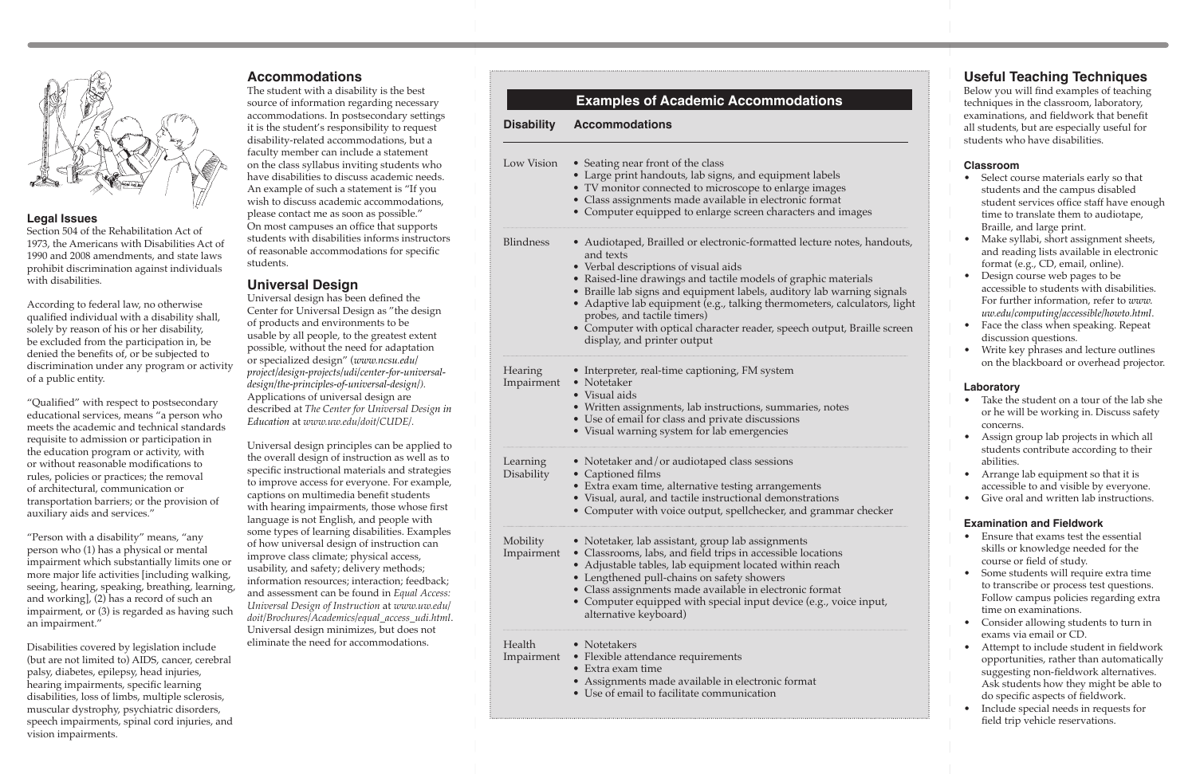## Legal Issues

Section 504 of the Rehabilitation Act of 1973, the Americans with Disabilities Act of 1990 and 2008 amendments, and state laws prohibit discrimination against individuals with disabilities.

According to federal law, no otherwise qualified individual with a disability shall, solely by reason of his or her disability, be excluded from the participation in, be denied the benefits of, or be subjected to discrimination under any program or activity of a public entity.

"Qualified" with respect to postsecondary educational services, means "a person who meets the academic and technical standards requisite to admission or participation in the education program or activity, with or without reasonable modifications to rules, policies or practices; the removal of architectural, communication or transportation barriers; or the provision of auxiliary aids and services."

"Person with a disability" means, "any person who (1) has a physical or mental impairment which substantially limits one or more major life activities [including walking, seeing, hearing, speaking, breathing, learning, and working], (2) has a record of such an impairment, or (3) is regarded as having such an impairment."

Disabilities covered by legislation include (but are not limited to) AIDS, cancer, cerebral palsy, diabetes, epilepsy, head injuries, hearing impairments, specific learning disabilities, loss of limbs, multiple sclerosis, muscular dystrophy, psychiatric disorders, speech impairments, spinal cord injuries, and vision impairments.

## Accommodations

The student with a disability is the best source of information regarding necessary accommodations. In postsecondary settings it is the student's responsibility to request disability-related accommodations, but a faculty member can include a statement on the class syllabus inviting students who have disabilities to discuss academic needs. An example of such a statement is "If you wish to discuss academic accommodations, please contact me as soon as possible." On most campuses an office that supports students with disabilities informs instructors of reasonable accommodations for specific students.

## Universal Design

Universal design has been defined the Center for Universal Design as "the design of products and environments to be usable by all people, to the greatest extent possible, without the need for adaptation or specialized design" (*www.ncsu.edu/project/design-projects/udi/center-for-universal-design/the-principles-of-universal-design/*). Applications of universal design are described at *The Center for Universal Design in Education* at *www.uw.edu/doit/CUDE/*.

Universal design principles can be applied to the overall design of instruction as well as to specific instructional materials and strategies to improve access for everyone. For example, captions on multimedia benefit students with hearing impairments, those whose first language is not English, and people with some types of learning disabilities. Examples of how universal design of instruction can improve class climate; physical access, usability, and safety; delivery methods; information resources; interaction; feedback; and assessment can be found in *Equal Access: Universal Design of Instruction* at *www.uw.edu/doit/Brochures/Academics/equal_access_udi.html*. Universal design minimizes, but does not eliminate the need for accommodations.

## Examples of Academic Accommodations

| Disability | Accommodations |
|---|---|
| Low Vision | • Seating near front of the class<br>• Large print handouts, lab signs, and equipment labels<br>• TV monitor connected to microscope to enlarge images<br>• Class assignments made available in electronic format<br>• Computer equipped to enlarge screen characters and images |
| Blindness | • Audiotaped, Brailled or electronic-formatted lecture notes, handouts, and texts<br>• Verbal descriptions of visual aids<br>• Raised-line drawings and tactile models of graphic materials<br>• Braille lab signs and equipment labels, auditory lab warning signals<br>• Adaptive lab equipment (e.g., talking thermometers, calculators, light probes, and tactile timers)<br>• Computer with optical character reader, speech output, Braille screen display, and printer output |
| Hearing Impairment | • Interpreter, real-time captioning, FM system<br>• Notetaker<br>• Visual aids<br>• Written assignments, lab instructions, summaries, notes<br>• Use of email for class and private discussions<br>• Visual warning system for lab emergencies |
| Learning Disability | • Notetaker and/or audiotaped class sessions<br>• Captioned films<br>• Extra exam time, alternative testing arrangements<br>• Visual, aural, and tactile instructional demonstrations<br>• Computer with voice output, spellchecker, and grammar checker |
| Mobility Impairment | • Notetaker, lab assistant, group lab assignments<br>• Classrooms, labs, and field trips in accessible locations<br>• Adjustable tables, lab equipment located within reach<br>• Lengthened pull-chains on safety showers<br>• Class assignments made available in electronic format<br>• Computer equipped with special input device (e.g., voice input, alternative keyboard) |
| Health Impairment | • Notetakers<br>• Flexible attendance requirements<br>• Extra exam time<br>• Assignments made available in electronic format<br>• Use of email to facilitate communication |

## Useful Teaching Techniques

Below you will find examples of teaching techniques in the classroom, laboratory, examinations, and fieldwork that benefit all students, but are especially useful for students who have disabilities.

### Classroom

- Select course materials early so that students and the campus disabled student services office staff have enough time to translate them to audiotape, Braille, and large print.
- Make syllabi, short assignment sheets, and reading lists available in electronic format (e.g., CD, email, online).
- Design course web pages to be accessible to students with disabilities. For further information, refer to *www.uw.edu/computing/accessible/howto.html*.
- Face the class when speaking. Repeat discussion questions.
- Write key phrases and lecture outlines on the blackboard or overhead projector.

### Laboratory

- Take the student on a tour of the lab she or he will be working in. Discuss safety concerns.
- Assign group lab projects in which all students contribute according to their abilities.
- Arrange lab equipment so that it is accessible to and visible by everyone.
- Give oral and written lab instructions.

### Examination and Fieldwork

- Ensure that exams test the essential skills or knowledge needed for the course or field of study.
- Some students will require extra time to transcribe or process test questions. Follow campus policies regarding extra time on examinations.
- Consider allowing students to turn in exams via email or CD.
- Attempt to include student in fieldwork opportunities, rather than automatically suggesting non-fieldwork alternatives. Ask students how they might be able to do specific aspects of fieldwork.
- Include special needs in requests for field trip vehicle reservations.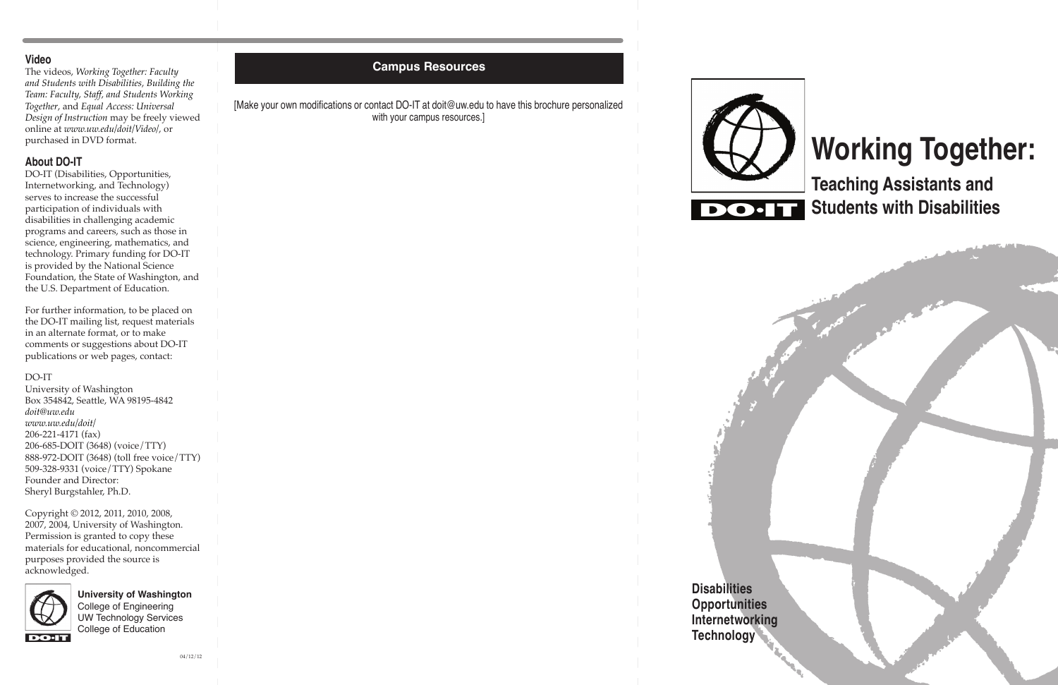## Video

The videos, *Working Together: Faculty and Students with Disabilities*, *Building the Team: Faculty, Staff, and Students Working Together*, and *Equal Access: Universal Design of Instruction* may be freely viewed online at *www.uw.edu/doit/Video/*, or purchased in DVD format.

## About DO-IT

DO-IT (Disabilities, Opportunities, Internetworking, and Technology) serves to increase the successful participation of individuals with disabilities in challenging academic programs and careers, such as those in science, engineering, mathematics, and technology. Primary funding for DO-IT is provided by the National Science Foundation, the State of Washington, and the U.S. Department of Education.

For further information, to be placed on the DO-IT mailing list, request materials in an alternate format, or to make comments or suggestions about DO-IT publications or web pages, contact:

DO-IT
University of Washington
Box 354842, Seattle, WA 98195-4842
*doit@uw.edu*
*www.uw.edu/doit/*
206-221-4171 (fax)
206-685-DOIT (3648) (voice/TTY)
888-972-DOIT (3648) (toll free voice/TTY)
509-328-9331 (voice/TTY) Spokane
Founder and Director:
Sheryl Burgstahler, Ph.D.

Copyright © 2012, 2011, 2010, 2008, 2007, 2004, University of Washington. Permission is granted to copy these materials for educational, noncommercial purposes provided the source is acknowledged.

**University of Washington**
College of Engineering
UW Technology Services
College of Education

04/12/12

## Campus Resources

[Make your own modifications or contact DO-IT at doit@uw.edu to have this brochure personalized with your campus resources.]

DO·IT

# Working Together:

## Teaching Assistants and Students with Disabilities

**Disabilities**
**Opportunities**
**Internetworking**
**Technology**